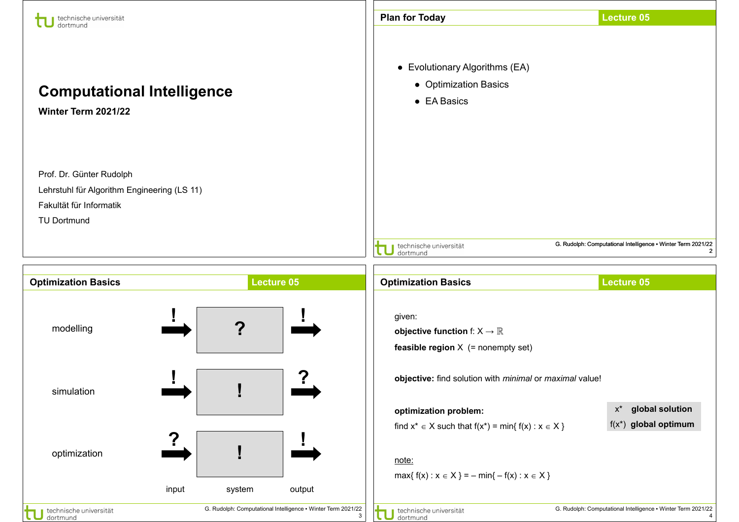# Computational Intelligence

**Winter Term 2021/22**

Prof. Dr. Günter Rudolph

Lehrstuhl für Algorithm Engineering (LS 11)

Fakultät für Informatik

TU Dortmund

## Plan for Today

- Evolutionary Algorithms (EA)
  - Optimization Basics
  - EA Basics

## Optimization Basics

| | input | system | output |
|---|---|---|---|
| modelling | ! | ? | ! |
| simulation | ! | ! | ? |
| optimization | ? | ! | ! |

## Optimization Basics

given:

**objective function** f: $X \to \mathbb{R}$

**feasible region** X (= nonempty set)

**objective:** find solution with *minimal* or *maximal* value!

**optimization problem:**

find $x^* \in X$ such that $f(x^*) = \min\{ f(x) : x \in X \}$

| | |
|---|---|
| $x^*$ | **global solution** |
| $f(x^*)$ | **global optimum** |

note:

$\max\{ f(x) : x \in X \} = -\min\{ -f(x) : x \in X \}$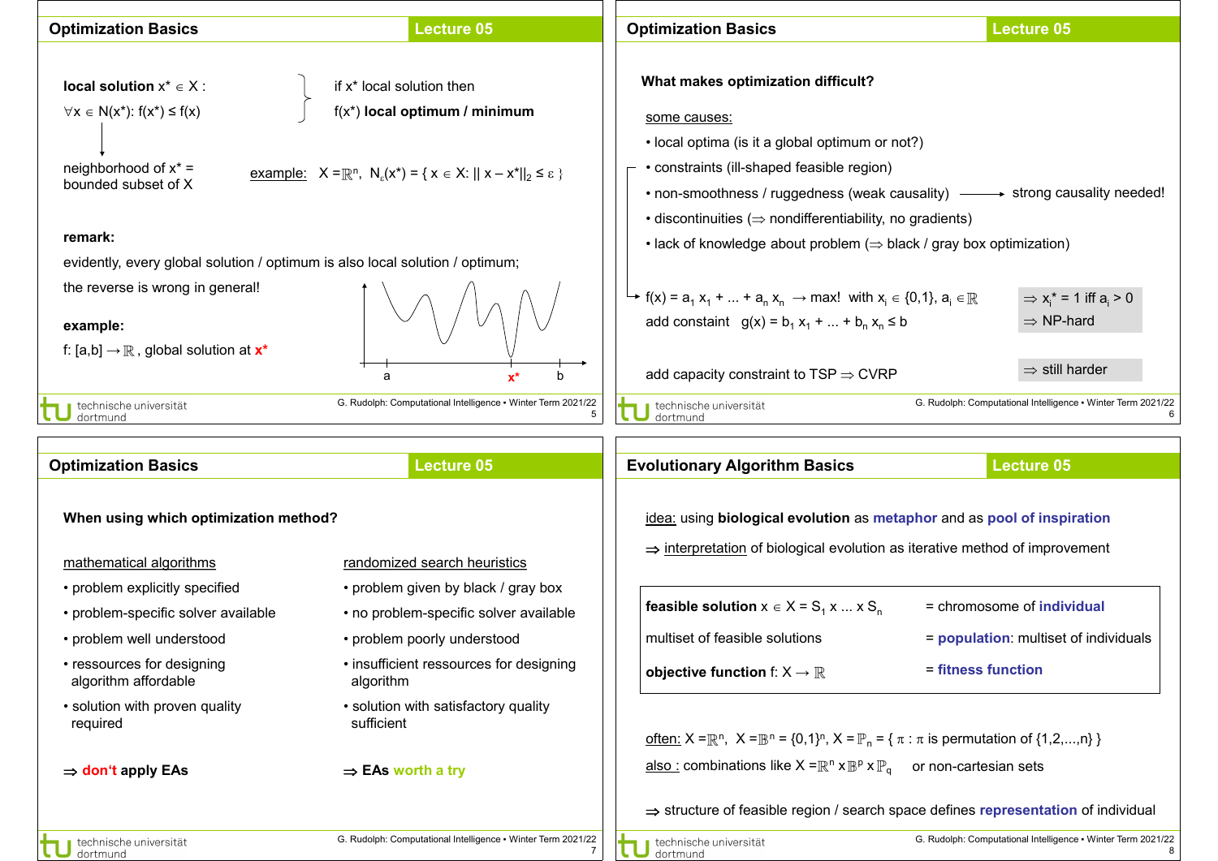## Optimization Basics — Lecture 05

**local solution** $x^* \in X$ :
$\forall x \in N(x^*)$: $f(x^*) \leq f(x)$

if $x^*$ local solution then $f(x^*)$ **local optimum / minimum**

neighborhood of $x^*$ = bounded subset of $X$

example: $X = \mathbb{R}^n$, $N_\varepsilon(x^*) = \{ x \in X: || x - x^*||_2 \leq \varepsilon \}$

**remark:**

evidently, every global solution / optimum is also local solution / optimum;

the reverse is wrong in general!

**example:**

f: $[a,b] \to \mathbb{R}$, global solution at $x^*$

## Optimization Basics — Lecture 05

**What makes optimization difficult?**

some causes:

- local optima (is it a global optimum or not?)
- constraints (ill-shaped feasible region)
- non-smoothness / ruggedness (weak causality) ⟶ strong causality needed!
- discontinuities (⇒ nondifferentiability, no gradients)
- lack of knowledge about problem (⇒ black / gray box optimization)

$f(x) = a_1 x_1 + ... + a_n x_n \to \max!$ with $x_i \in \{0,1\}$, $a_i \in \mathbb{R}$ ⇒ $x_i^* = 1$ iff $a_i > 0$

add constaint $g(x) = b_1 x_1 + ... + b_n x_n \leq b$ ⇒ NP-hard

add capacity constraint to TSP ⇒ CVRP ⇒ still harder

## Optimization Basics — Lecture 05

**When using which optimization method?**

| mathematical algorithms | randomized search heuristics |
| --- | --- |
| • problem explicitly specified | • problem given by black / gray box |
| • problem-specific solver available | • no problem-specific solver available |
| • problem well understood | • problem poorly understood |
| • ressources for designing algorithm affordable | • insufficient ressources for designing algorithm |
| • solution with proven quality required | • solution with satisfactory quality sufficient |
| ⇒ **don't apply EAs** | ⇒ **EAs worth a try** |

## Evolutionary Algorithm Basics — Lecture 05

idea: using **biological evolution** as **metaphor** and as **pool of inspiration**

⇒ interpretation of biological evolution as iterative method of improvement

| | |
| --- | --- |
| **feasible solution** $x \in X = S_1 \times ... \times S_n$ | = chromosome of **individual** |
| multiset of feasible solutions | = **population**: multiset of individuals |
| **objective function** $f: X \to \mathbb{R}$ | = **fitness function** |

often: $X = \mathbb{R}^n$, $X = \mathbb{B}^n = \{0,1\}^n$, $X = \mathbb{P}_n = \{ \pi : \pi$ is permutation of $\{1,2,...,n\} \}$

also : combinations like $X = \mathbb{R}^n \times \mathbb{B}^p \times \mathbb{P}_q$ or non-cartesian sets

⇒ structure of feasible region / search space defines **representation** of individual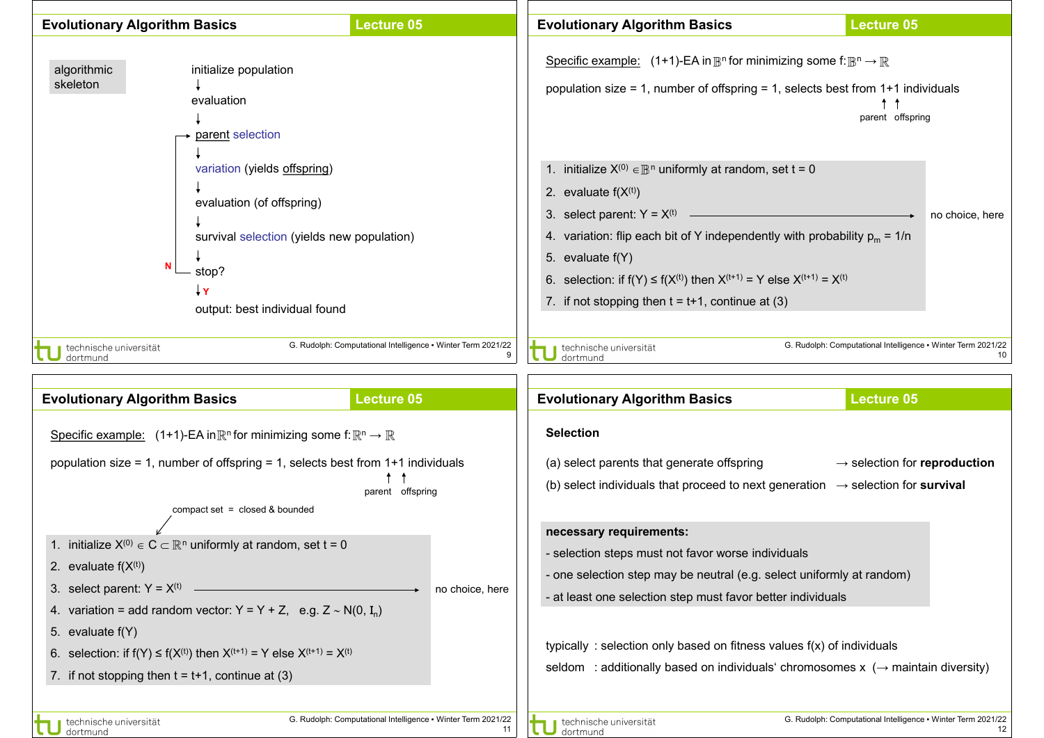## Evolutionary Algorithm Basics — Lecture 05

**algorithmic skeleton**

- initialize population
- ↓
- evaluation
- ↓
- parent selection ←
- ↓
- variation (yields offspring)
- ↓
- evaluation (of offspring)
- ↓
- survival selection (yields new population)
- ↓
- stop? — N: back to parent selection
- ↓ Y
- output: best individual found

## Evolutionary Algorithm Basics — Lecture 05

Specific example: (1+1)-EA in $\mathbb{B}^n$ for minimizing some $f: \mathbb{B}^n \to \mathbb{R}$

population size = 1, number of offspring = 1, selects best from 1+1 individuals (parent, offspring)

1. initialize $X^{(0)} \in \mathbb{B}^n$ uniformly at random, set t = 0
2. evaluate $f(X^{(t)})$
3. select parent: $Y = X^{(t)}$ ⟶ no choice, here
4. variation: flip each bit of Y independently with probability $p_m = 1/n$
5. evaluate f(Y)
6. selection: if $f(Y) \leq f(X^{(t)})$ then $X^{(t+1)} = Y$ else $X^{(t+1)} = X^{(t)}$
7. if not stopping then t = t+1, continue at (3)

## Evolutionary Algorithm Basics — Lecture 05

Specific example: (1+1)-EA in $\mathbb{R}^n$ for minimizing some $f: \mathbb{R}^n \to \mathbb{R}$

population size = 1, number of offspring = 1, selects best from 1+1 individuals (parent, offspring)

compact set = closed & bounded

1. initialize $X^{(0)} \in C \subset \mathbb{R}^n$ uniformly at random, set t = 0
2. evaluate $f(X^{(t)})$
3. select parent: $Y = X^{(t)}$ ⟶ no choice, here
4. variation = add random vector: $Y = Y + Z$, e.g. $Z \sim N(0, I_n)$
5. evaluate f(Y)
6. selection: if $f(Y) \leq f(X^{(t)})$ then $X^{(t+1)} = Y$ else $X^{(t+1)} = X^{(t)}$
7. if not stopping then t = t+1, continue at (3)

## Evolutionary Algorithm Basics — Lecture 05

**Selection**

(a) select parents that generate offspring → selection for **reproduction**

(b) select individuals that proceed to next generation → selection for **survival**

**necessary requirements:**

- selection steps must not favor worse individuals
- one selection step may be neutral (e.g. select uniformly at random)
- at least one selection step must favor better individuals

typically : selection only based on fitness values f(x) of individuals

seldom : additionally based on individuals‘ chromosomes x (→ maintain diversity)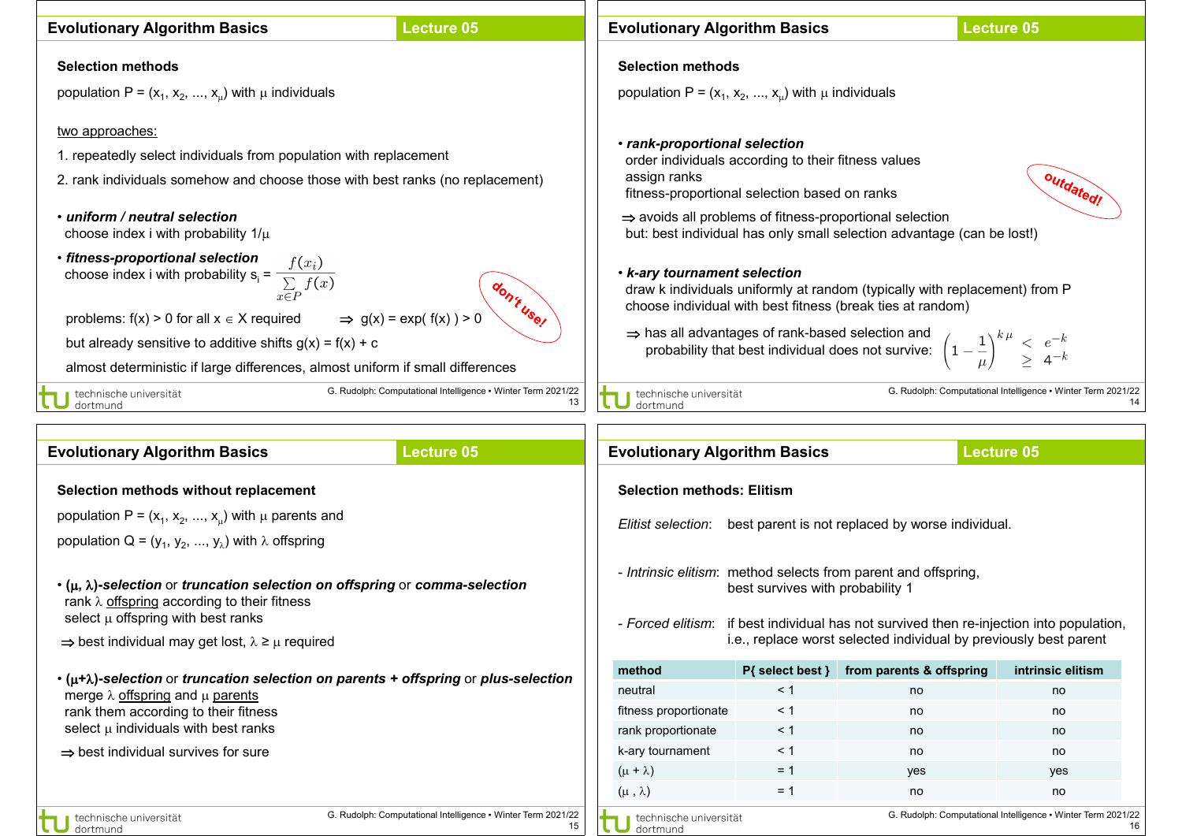## Evolutionary Algorithm Basics — Lecture 05

### Selection methods

population $P = (x_1, x_2, ..., x_\mu)$ with $\mu$ individuals

two approaches:

1. repeatedly select individuals from population with replacement
2. rank individuals somehow and choose those with best ranks (no replacement)

- ***uniform / neutral selection***
  choose index i with probability $1/\mu$

- ***fitness-proportional selection***
  choose index i with probability $s_i = \dfrac{f(x_i)}{\sum_{x \in P} f(x)}$

  problems: $f(x) > 0$ for all $x \in X$ required $\Rightarrow$ $g(x) = \exp(f(x)) > 0$

  but already sensitive to additive shifts $g(x) = f(x) + c$

  almost deterministic if large differences, almost uniform if small differences

  *don't use!*

## Evolutionary Algorithm Basics — Lecture 05

### Selection methods

population $P = (x_1, x_2, ..., x_\mu)$ with $\mu$ individuals

- ***rank-proportional selection***
  order individuals according to their fitness values
  assign ranks
  fitness-proportional selection based on ranks

  $\Rightarrow$ avoids all problems of fitness-proportional selection
  but: best individual has only small selection advantage (can be lost!)

  *outdated!*

- ***k-ary tournament selection***
  draw k individuals uniformly at random (typically with replacement) from P
  choose individual with best fitness (break ties at random)

  $\Rightarrow$ has all advantages of rank-based selection and
  probability that best individual does not survive: $\left(1 - \dfrac{1}{\mu}\right)^{k\mu} \begin{array}{l} < e^{-k} \\ \geq 4^{-k} \end{array}$

## Evolutionary Algorithm Basics — Lecture 05

### Selection methods without replacement

population $P = (x_1, x_2, ..., x_\mu)$ with $\mu$ parents and

population $Q = (y_1, y_2, ..., y_\lambda)$ with $\lambda$ offspring

- ***($\mu$, $\lambda$)-selection*** or ***truncation selection on offspring*** or ***comma-selection***
  rank $\lambda$ offspring according to their fitness
  select $\mu$ offspring with best ranks

  $\Rightarrow$ best individual may get lost, $\lambda \geq \mu$ required

- ***($\mu$+$\lambda$)-selection*** or ***truncation selection on parents + offspring*** or ***plus-selection***
  merge $\lambda$ offspring and $\mu$ parents
  rank them according to their fitness
  select $\mu$ individuals with best ranks

  $\Rightarrow$ best individual survives for sure

## Evolutionary Algorithm Basics — Lecture 05

### Selection methods: Elitism

*Elitist selection*: best parent is not replaced by worse individual.

- *Intrinsic elitism*: method selects from parent and offspring, best survives with probability 1

- *Forced elitism*: if best individual has not survived then re-injection into population, i.e., replace worst selected individual by previously best parent

| method | P{ select best } | from parents & offspring | intrinsic elitism |
|---|---|---|---|
| neutral | < 1 | no | no |
| fitness proportionate | < 1 | no | no |
| rank proportionate | < 1 | no | no |
| k-ary tournament | < 1 | no | no |
| ($\mu$ + $\lambda$) | = 1 | yes | yes |
| ($\mu$ , $\lambda$) | = 1 | no | no |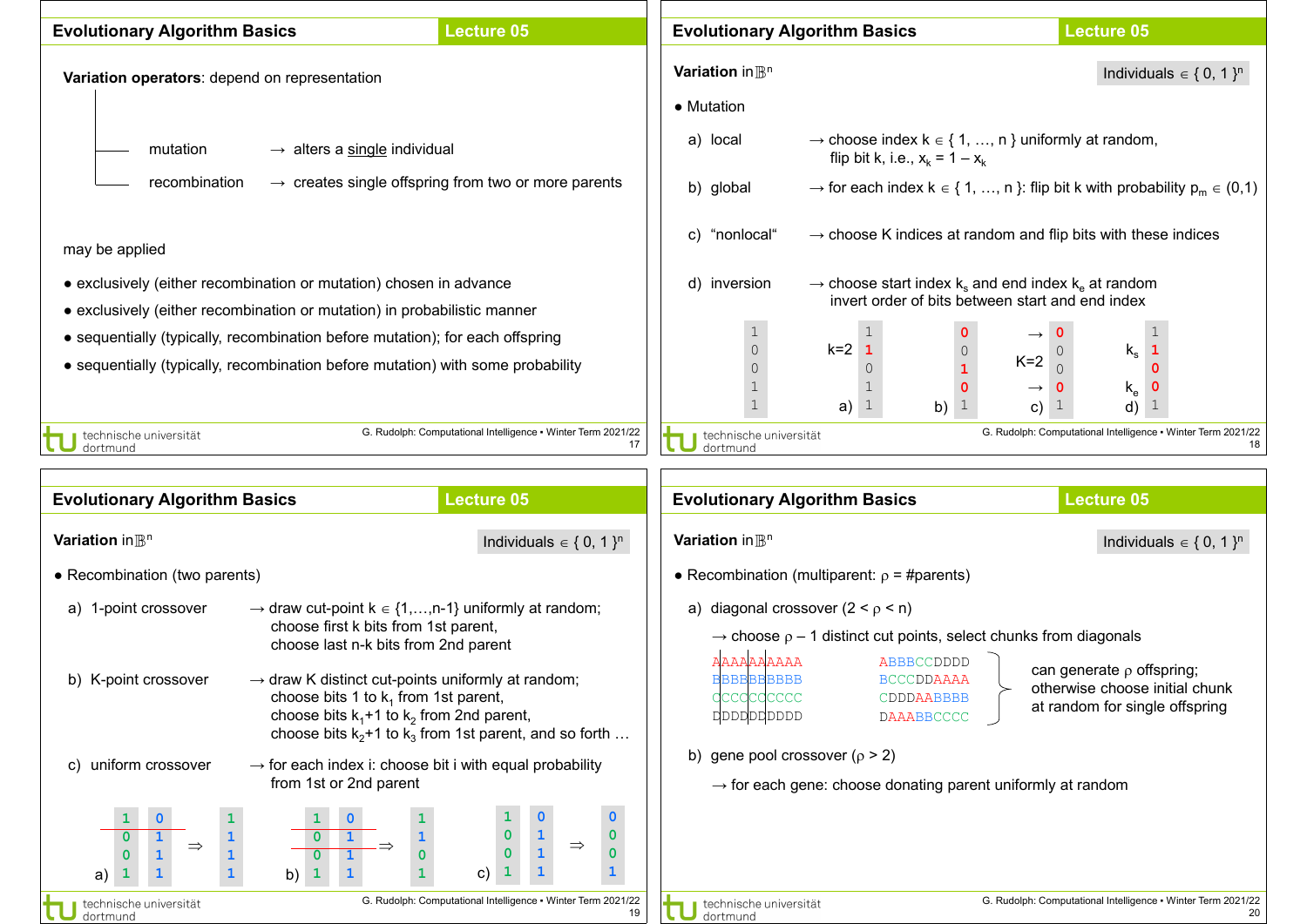## Evolutionary Algorithm Basics — Lecture 05

**Variation operators**: depend on representation

- mutation → alters a single individual
- recombination → creates single offspring from two or more parents

may be applied

- exclusively (either recombination or mutation) chosen in advance
- exclusively (either recombination or mutation) in probabilistic manner
- sequentially (typically, recombination before mutation); for each offspring
- sequentially (typically, recombination before mutation) with some probability

## Evolutionary Algorithm Basics — Lecture 05

**Variation in** $\mathbb{B}^n$ — Individuals $\in \{0, 1\}^n$

- Mutation

a) local → choose index $k \in \{1, \ldots, n\}$ uniformly at random, flip bit k, i.e., $x_k = 1 - x_k$

b) global → for each index $k \in \{1, \ldots, n\}$: flip bit k with probability $p_m \in (0,1)$

c) "nonlocal" → choose K indices at random and flip bits with these indices

d) inversion → choose start index $k_s$ and end index $k_e$ at random, invert order of bits between start and end index

| original | a) k=2 | b) | c) K=2 | d) $k_s$, $k_e$ |
|---|---|---|---|---|
| 1 | 1 | 0 | 0 | 1 |
| 0 | 1 | 0 | 0 | 1 |
| 0 | 0 | 1 | 0 | 0 |
| 1 | 1 | 0 | 0 | 0 |
| 1 | 1 | 1 | 1 | 1 |

## Evolutionary Algorithm Basics — Lecture 05

**Variation in** $\mathbb{B}^n$ — Individuals $\in \{0, 1\}^n$

- Recombination (two parents)

a) 1-point crossover → draw cut-point $k \in \{1,\ldots,n-1\}$ uniformly at random; choose first k bits from 1st parent, choose last n-k bits from 2nd parent

b) K-point crossover → draw K distinct cut-points uniformly at random; choose bits 1 to $k_1$ from 1st parent, choose bits $k_1+1$ to $k_2$ from 2nd parent, choose bits $k_2+1$ to $k_3$ from 1st parent, and so forth …

c) uniform crossover → for each index i: choose bit i with equal probability from 1st or 2nd parent

a) 1 0 0 1 and 0 1 1 1 ⇒ 1 1 1 1

b) 1 0 0 1 and 0 1 1 1 ⇒ 1 1 0 1

c) 1 0 0 1 and 0 1 1 1 ⇒ 0 0 0 1

## Evolutionary Algorithm Basics — Lecture 05

**Variation in** $\mathbb{B}^n$ — Individuals $\in \{0, 1\}^n$

- Recombination (multiparent: ρ = #parents)

a) diagonal crossover (2 < ρ < n)

→ choose ρ – 1 distinct cut points, select chunks from diagonals

```
AAAAAAAAAA      ABBBCCDDDD
BBBBBBBBBB      BCCCDDAAAA
CCCCCCCCCC      CDDDAABBBB
DDDDDDDDDD      DAAABBCCCC
```

can generate ρ offspring; otherwise choose initial chunk at random for single offspring

b) gene pool crossover (ρ > 2)

→ for each gene: choose donating parent uniformly at random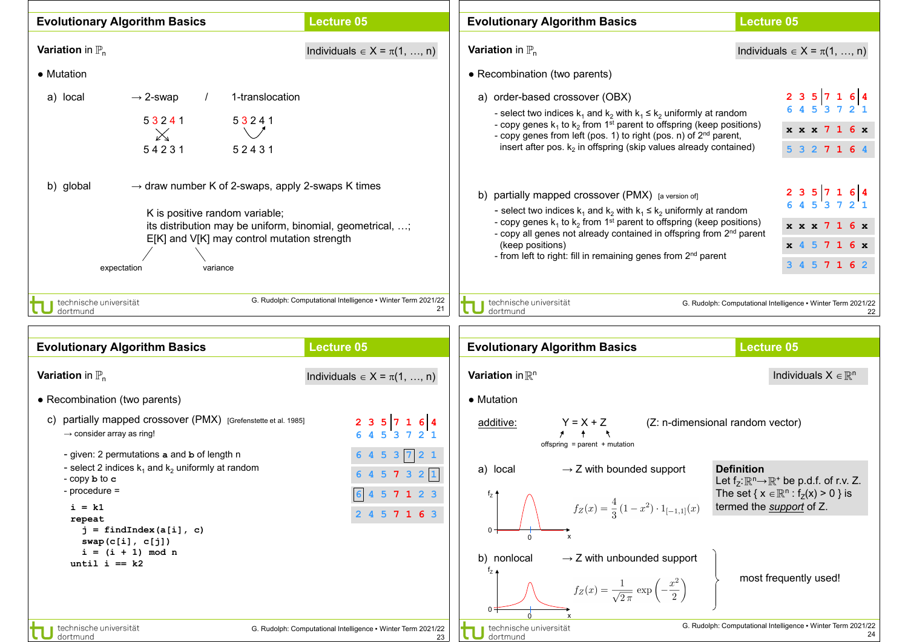## Evolutionary Algorithm Basics — Lecture 05

### Variation in $\mathbb{P}_n$

Individuals $\in X = \pi(1, \ldots, n)$

- Mutation

a) local → 2-swap / 1-translocation

2-swap:
5 3 2 4 1
5 4 2 3 1

1-translocation:
5 3 2 4 1
5 2 4 3 1

b) global → draw number K of 2-swaps, apply 2-swaps K times

K is positive random variable;
its distribution may be uniform, binomial, geometrical, …;
E[K] and V[K] may control mutation strength

(E[K]: expectation, V[K]: variance)

---

## Evolutionary Algorithm Basics — Lecture 05

### Variation in $\mathbb{P}_n$

Individuals $\in X = \pi(1, \ldots, n)$

- Recombination (two parents)

a) order-based crossover (OBX)

- select two indices $k_1$ and $k_2$ with $k_1 \leq k_2$ uniformly at random
- copy genes $k_1$ to $k_2$ from 1st parent to offspring (keep positions)
- copy genes from left (pos. 1) to right (pos. n) of 2nd parent, insert after pos. $k_2$ in offspring (skip values already contained)

```
2 3 5 | 7 1 6 | 4
6 4 5   3 7 2   1

x x x 7 1 6 x
5 3 2 7 1 6 4
```

b) partially mapped crossover (PMX) [a version of]

- select two indices $k_1$ and $k_2$ with $k_1 \leq k_2$ uniformly at random
- copy genes $k_1$ to $k_2$ from 1st parent to offspring (keep positions)
- copy all genes not already contained in offspring from 2nd parent (keep positions)
- from left to right: fill in remaining genes from 2nd parent

```
2 3 5 | 7 1 6 | 4
6 4 5   3 7 2   1

x x x 7 1 6 x
x 4 5 7 1 6 x
3 4 5 7 1 6 2
```

---

## Evolutionary Algorithm Basics — Lecture 05

### Variation in $\mathbb{P}_n$

Individuals $\in X = \pi(1, \ldots, n)$

- Recombination (two parents)

c) partially mapped crossover (PMX) [Grefenstette et al. 1985]

→ consider array as ring!

- given: 2 permutations **a** and **b** of length n
- select 2 indices $k_1$ and $k_2$ uniformly at random
- copy **b** to **c**
- procedure =

```
i = k1
repeat
  j = findIndex(a[i], c)
  swap(c[i], c[j])
  i = (i + 1) mod n
until i == k2
```

```
2 3 5 | 7 1 6 | 4
6 4 5   3 7 2   1

6 4 5 3 [7] 2 1
6 4 5 7 3 2 [1]
[6] 4 5 7 1 2 3
2 4 5 7 1 6 3
```

---

## Evolutionary Algorithm Basics — Lecture 05

### Variation in $\mathbb{R}^n$

Individuals $X \in \mathbb{R}^n$

- Mutation

additive: $Y = X + Z$ (Z: n-dimensional random vector)

(offspring = parent + mutation)

a) local → Z with bounded support

$$f_Z(x) = \frac{4}{3}(1 - x^2) \cdot 1_{[-1,1]}(x)$$

**Definition**
Let $f_Z: \mathbb{R}^n \to \mathbb{R}^+$ be p.d.f. of r.v. Z. The set $\{ x \in \mathbb{R}^n : f_Z(x) > 0 \}$ is termed the *support* of Z.

b) nonlocal → Z with unbounded support

$$f_Z(x) = \frac{1}{\sqrt{2\pi}} \exp\left(-\frac{x^2}{2}\right)$$

most frequently used!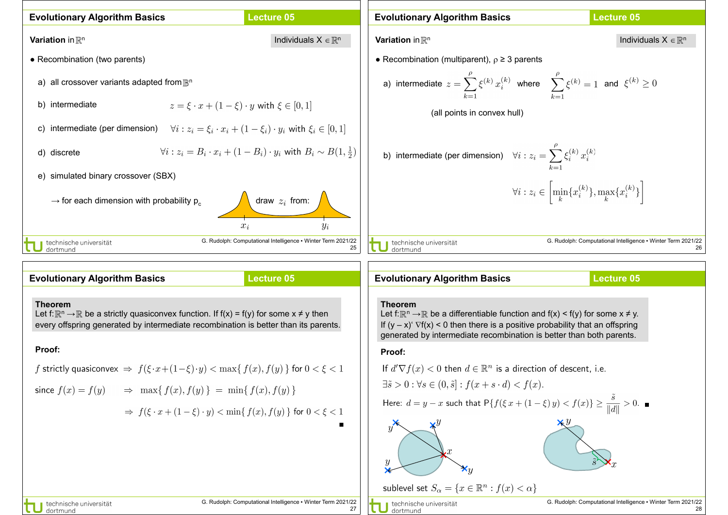## Evolutionary Algorithm Basics — Lecture 05

### Variation in $\mathbb{R}^n$

Individuals $X \in \mathbb{R}^n$

- Recombination (two parents)

a) all crossover variants adapted from $\mathbb{B}^n$

b) intermediate $z = \xi \cdot x + (1-\xi) \cdot y$ with $\xi \in [0,1]$

c) intermediate (per dimension) $\forall i : z_i = \xi_i \cdot x_i + (1-\xi_i) \cdot y_i$ with $\xi_i \in [0,1]$

d) discrete $\forall i : z_i = B_i \cdot x_i + (1-B_i) \cdot y_i$ with $B_i \sim B(1, \frac{1}{2})$

e) simulated binary crossover (SBX)

→ for each dimension with probability $p_c$ draw $z_i$ from:

$x_i$ $y_i$

## Evolutionary Algorithm Basics — Lecture 05

### Variation in $\mathbb{R}^n$

Individuals $X \in \mathbb{R}^n$

- Recombination (multiparent), $\rho \geq 3$ parents

a) intermediate $z = \sum_{k=1}^{\rho} \xi^{(k)} x_i^{(k)}$ where $\sum_{k=1}^{\rho} \xi^{(k)} = 1$ and $\xi^{(k)} \geq 0$

(all points in convex hull)

b) intermediate (per dimension) $\forall i : z_i = \sum_{k=1}^{\rho} \xi_i^{(k)} x_i^{(k)}$

$$\forall i : z_i \in \left[ \min_k \{x_i^{(k)}\}, \max_k \{x_i^{(k)}\} \right]$$

## Evolutionary Algorithm Basics — Lecture 05

**Theorem**
Let $f: \mathbb{R}^n \to \mathbb{R}$ be a strictly quasiconvex function. If $f(x) = f(y)$ for some $x \neq y$ then every offspring generated by intermediate recombination is better than its parents.

**Proof:**

$f$ strictly quasiconvex $\Rightarrow f(\xi \cdot x + (1-\xi) \cdot y) < \max\{ f(x), f(y) \}$ for $0 < \xi < 1$

since $f(x) = f(y) \quad \Rightarrow \max\{ f(x), f(y) \} = \min\{ f(x), f(y) \}$

$\Rightarrow f(\xi \cdot x + (1-\xi) \cdot y) < \min\{ f(x), f(y) \}$ for $0 < \xi < 1$

■

## Evolutionary Algorithm Basics — Lecture 05

**Theorem**
Let $f: \mathbb{R}^n \to \mathbb{R}$ be a differentiable function and $f(x) < f(y)$ for some $x \neq y$.
If $(y - x)' \nabla f(x) < 0$ then there is a positive probability that an offspring generated by intermediate recombination is better than both parents.

**Proof:**

If $d' \nabla f(x) < 0$ then $d \in \mathbb{R}^n$ is a direction of descent, i.e.

$\exists \tilde{s} > 0 : \forall s \in (0, \tilde{s}] : f(x + s \cdot d) < f(x)$.

Here: $d = y - x$ such that $\mathsf{P}\{ f(\xi\, x + (1-\xi)\, y) < f(x) \} \geq \frac{\tilde{s}}{\|d\|} > 0$. ■

$y$ $y$ $x$ $y$ $y$ $y$ $\tilde{s}$ $x$

sublevel set $S_\alpha = \{ x \in \mathbb{R}^n : f(x) < \alpha \}$